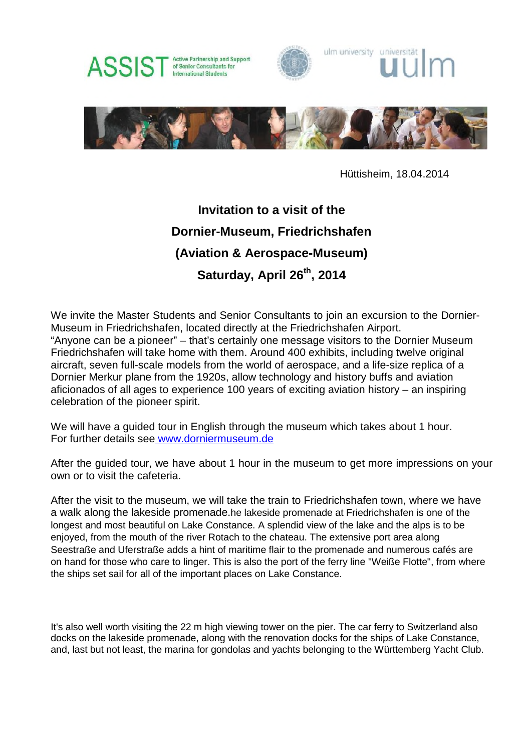ASSIST Active Partnership and Support of Senior Consultants for International Students

ulm university universität uulm

Hüttisheim, 18.04.2014

# Invitation to a visit of the Dornier-Museum, Friedrichshafen (Aviation & Aerospace-Museum) Saturday, April 26th, 2014

We invite the Master Students and Senior Consultants to join an excursion to the Dornier-Museum in Friedrichshafen, located directly at the Friedrichshafen Airport.
"Anyone can be a pioneer" – that's certainly one message visitors to the Dornier Museum Friedrichshafen will take home with them. Around 400 exhibits, including twelve original aircraft, seven full-scale models from the world of aerospace, and a life-size replica of a Dornier Merkur plane from the 1920s, allow technology and history buffs and aviation aficionados of all ages to experience 100 years of exciting aviation history – an inspiring celebration of the pioneer spirit.

We will have a guided tour in English through the museum which takes about 1 hour.
For further details see www.dorniermuseum.de

After the guided tour, we have about 1 hour in the museum to get more impressions on your own or to visit the cafeteria.

After the visit to the museum, we will take the train to Friedrichshafen town, where we have a walk along the lakeside promenade.he lakeside promenade at Friedrichshafen is one of the longest and most beautiful on Lake Constance. A splendid view of the lake and the alps is to be enjoyed, from the mouth of the river Rotach to the chateau. The extensive port area along Seestraße and Uferstraße adds a hint of maritime flair to the promenade and numerous cafés are on hand for those who care to linger. This is also the port of the ferry line "Weiße Flotte", from where the ships set sail for all of the important places on Lake Constance.

It's also well worth visiting the 22 m high viewing tower on the pier. The car ferry to Switzerland also docks on the lakeside promenade, along with the renovation docks for the ships of Lake Constance, and, last but not least, the marina for gondolas and yachts belonging to the Württemberg Yacht Club.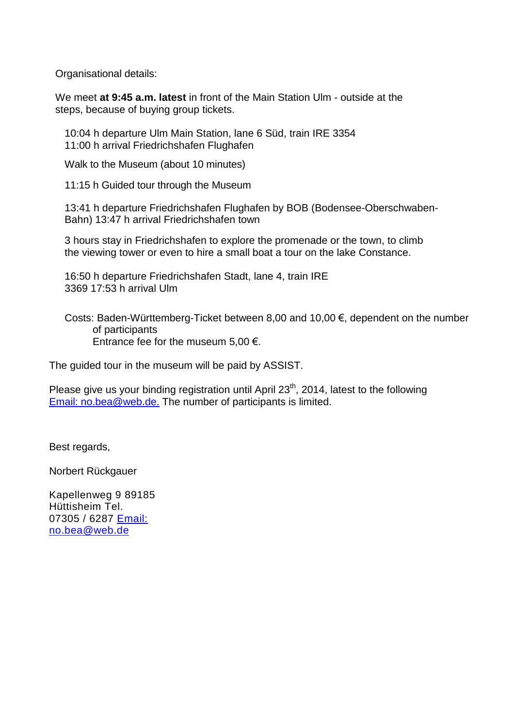Organisational details:

We meet **at 9:45 a.m. latest** in front of the Main Station Ulm - outside at the steps, because of buying group tickets.

10:04 h departure Ulm Main Station, lane 6 Süd, train IRE 3354
11:00 h arrival Friedrichshafen Flughafen

Walk to the Museum (about 10 minutes)

11:15 h Guided tour through the Museum

13:41 h departure Friedrichshafen Flughafen by BOB (Bodensee-Oberschwaben-Bahn) 13:47 h arrival Friedrichshafen town

3 hours stay in Friedrichshafen to explore the promenade or the town, to climb the viewing tower or even to hire a small boat a tour on the lake Constance.

16:50 h departure Friedrichshafen Stadt, lane 4, train IRE 3369 17:53 h arrival Ulm

Costs: Baden-Württemberg-Ticket between 8,00 and 10,00 €, dependent on the number of participants
Entrance fee for the museum 5,00 €.

The guided tour in the museum will be paid by ASSIST.

Please give us your binding registration until April 23th, 2014, latest to the following Email: no.bea@web.de. The number of participants is limited.

Best regards,

Norbert Rückgauer

Kapellenweg 9 89185 Hüttisheim Tel. 07305 / 6287 Email: no.bea@web.de